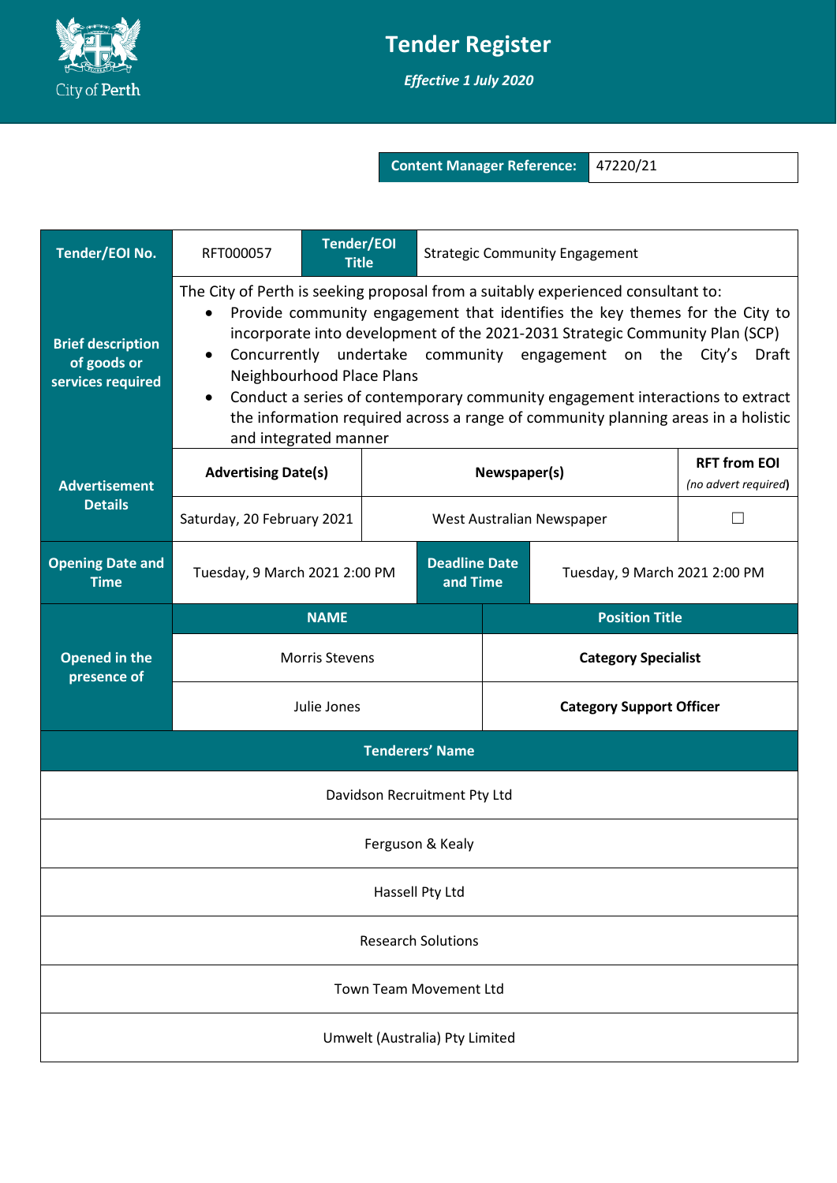# Tender Register

***Effective 1 July 2020***

| **Content Manager Reference:** | 47220/21 |
|---|---|

| **Tender/EOI No.** | RFT000057 | **Tender/EOI Title** | Strategic Community Engagement | |
|---|---|---|---|---|
| **Brief description of goods or services required** | The City of Perth is seeking proposal from a suitably experienced consultant to: <br>• Provide community engagement that identifies the key themes for the City to incorporate into development of the 2021-2031 Strategic Community Plan (SCP) <br>• Concurrently undertake community engagement on the City's Draft Neighbourhood Place Plans <br>• Conduct a series of contemporary community engagement interactions to extract the information required across a range of community planning areas in a holistic and integrated manner | | | |
| **Advertisement Details** | **Advertising Date(s)** | **Newspaper(s)** | | **RFT from EOI** *(no advert required)* |
| | Saturday, 20 February 2021 | West Australian Newspaper | | ☐ |
| **Opening Date and Time** | Tuesday, 9 March 2021 2:00 PM | **Deadline Date and Time** | Tuesday, 9 March 2021 2:00 PM | |
| **Opened in the presence of** | **NAME** | | **Position Title** | |
| | Morris Stevens | | **Category Specialist** | |
| | Julie Jones | | **Category Support Officer** | |

| **Tenderers' Name** |
|---|
| Davidson Recruitment Pty Ltd |
| Ferguson & Kealy |
| Hassell Pty Ltd |
| Research Solutions |
| Town Team Movement Ltd |
| Umwelt (Australia) Pty Limited |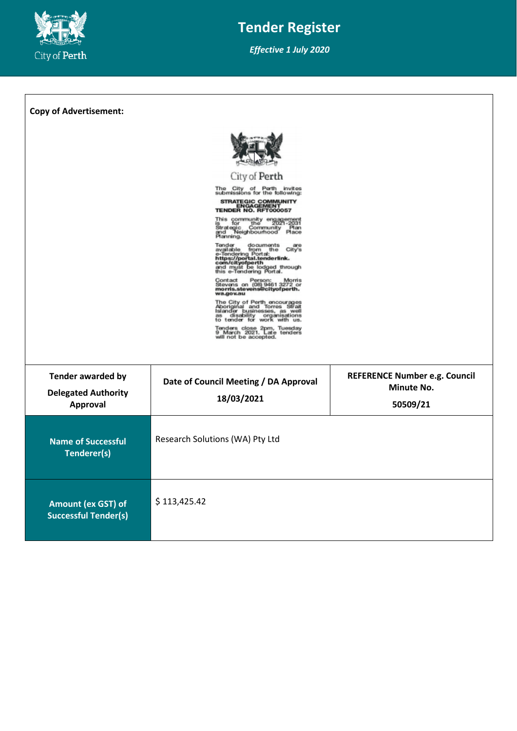# Tender Register

*Effective 1 July 2020*

**Copy of Advertisement:**

City of Perth

The City of Perth invites submissions for the following:

**STRATEGIC COMMUNITY ENGAGEMENT**
**TENDER NO. RFT000057**

This community engagement is for the 2021-2031 Strategic Community Plan and Neighbourhood Place Planning.

Tender documents are available from the City's e-Tendering Portal: **https://portal.tenderlink.com/cityofperth** and must be lodged through this e-Tendering Portal.

Contact Person: Morris Stevens on (08) 9461 3272 or **morris.stevens@cityofperth.wa.gov.au**

The City of Perth encourages Aboriginal and Torres Strait Islander businesses, as well as disability organisations to tender for work with us.

Tenders close 2pm, Tuesday 9 March 2021. Late tenders will not be accepted.

| | | |
|---|---|---|
| **Tender awarded by Delegated Authority Approval** | **Date of Council Meeting / DA Approval** 18/03/2021 | **REFERENCE Number e.g. Council Minute No.** 50509/21 |
| **Name of Successful Tenderer(s)** | Research Solutions (WA) Pty Ltd | |
| **Amount (ex GST) of Successful Tender(s)** | $ 113,425.42 | |